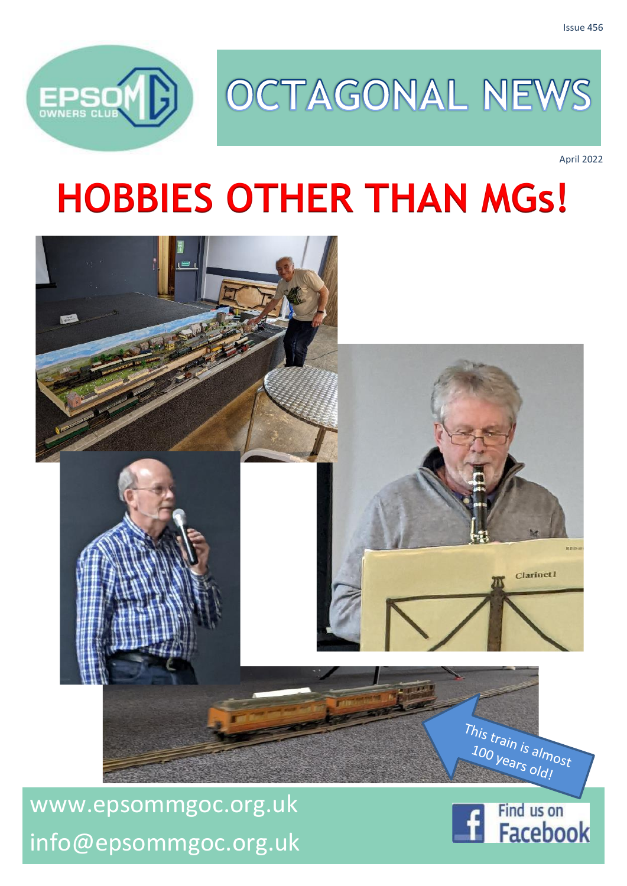Issue 456

# OCTAGONAL NEWS

April 2022

# HOBBIES OTHER THAN MGs!

This train is almost 100 years old!

www.epsommgoc.org.uk

info@epsommgoc.org.uk

Find us on Facebook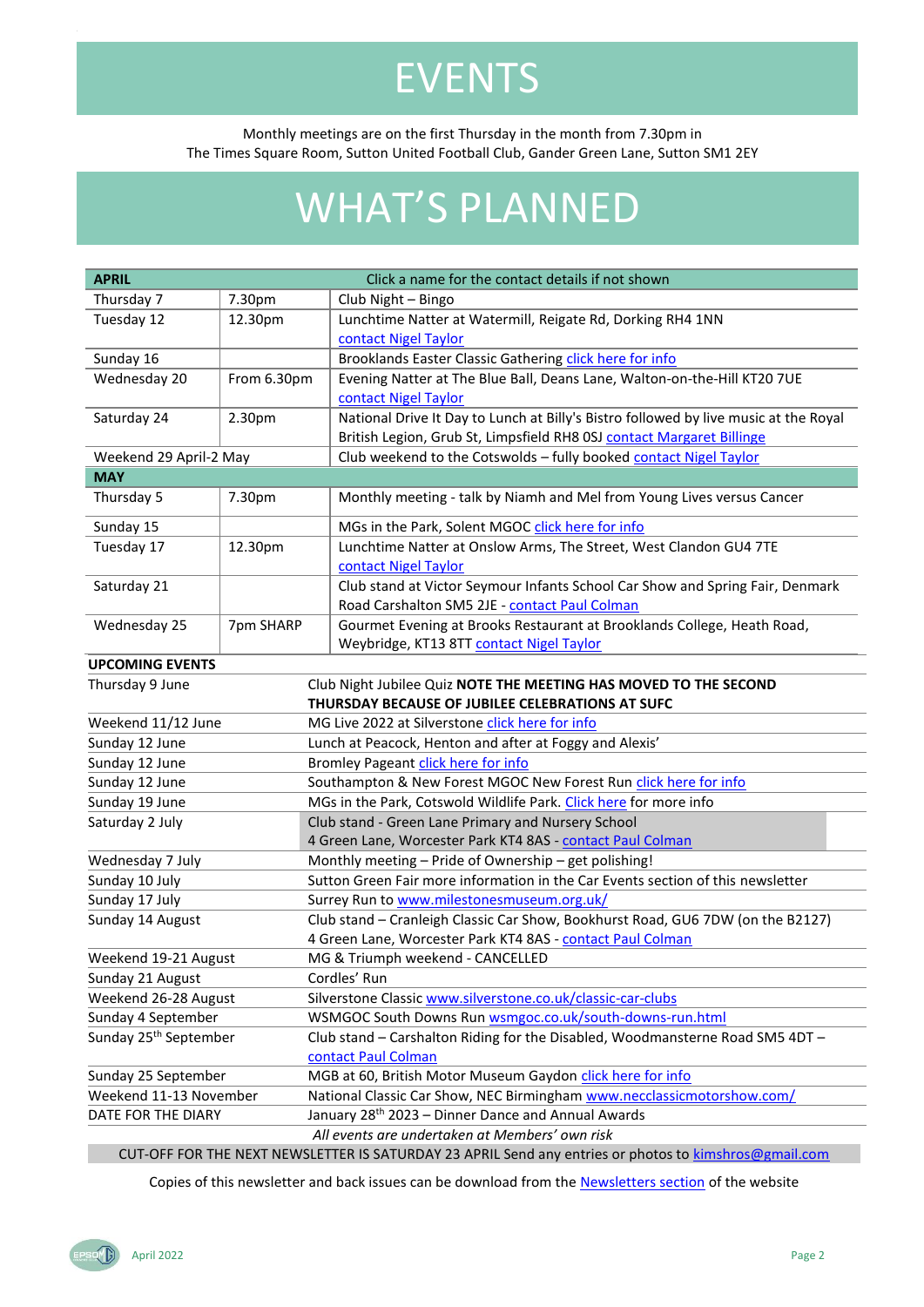# EVENTS

Monthly meetings are on the first Thursday in the month from 7.30pm in
The Times Square Room, Sutton United Football Club, Gander Green Lane, Sutton SM1 2EY

# WHAT'S PLANNED

| **APRIL** | | Click a name for the contact details if not shown |
|---|---|---|
| Thursday 7 | 7.30pm | Club Night – Bingo |
| Tuesday 12 | 12.30pm | Lunchtime Natter at Watermill, Reigate Rd, Dorking RH4 1NN contact Nigel Taylor |
| Sunday 16 | | Brooklands Easter Classic Gathering click here for info |
| Wednesday 20 | From 6.30pm | Evening Natter at The Blue Ball, Deans Lane, Walton-on-the-Hill KT20 7UE contact Nigel Taylor |
| Saturday 24 | 2.30pm | National Drive It Day to Lunch at Billy's Bistro followed by live music at the Royal British Legion, Grub St, Limpsfield RH8 0SJ contact Margaret Billinge |
| Weekend 29 April-2 May | | Club weekend to the Cotswolds – fully booked contact Nigel Taylor |
| **MAY** | | |
| Thursday 5 | 7.30pm | Monthly meeting - talk by Niamh and Mel from Young Lives versus Cancer |
| Sunday 15 | | MGs in the Park, Solent MGOC click here for info |
| Tuesday 17 | 12.30pm | Lunchtime Natter at Onslow Arms, The Street, West Clandon GU4 7TE contact Nigel Taylor |
| Saturday 21 | | Club stand at Victor Seymour Infants School Car Show and Spring Fair, Denmark Road Carshalton SM5 2JE - contact Paul Colman |
| Wednesday 25 | 7pm SHARP | Gourmet Evening at Brooks Restaurant at Brooklands College, Heath Road, Weybridge, KT13 8TT contact Nigel Taylor |

| **UPCOMING EVENTS** | |
|---|---|
| Thursday 9 June | Club Night Jubilee Quiz **NOTE THE MEETING HAS MOVED TO THE SECOND THURSDAY BECAUSE OF JUBILEE CELEBRATIONS AT SUFC** |
| Weekend 11/12 June | MG Live 2022 at Silverstone click here for info |
| Sunday 12 June | Lunch at Peacock, Henton and after at Foggy and Alexis' |
| Sunday 12 June | Bromley Pageant click here for info |
| Sunday 12 June | Southampton & New Forest MGOC New Forest Run click here for info |
| Sunday 19 June | MGs in the Park, Cotswold Wildlife Park. Click here for more info |
| Saturday 2 July | Club stand - Green Lane Primary and Nursery School 4 Green Lane, Worcester Park KT4 8AS - contact Paul Colman |
| Wednesday 7 July | Monthly meeting – Pride of Ownership – get polishing! |
| Sunday 10 July | Sutton Green Fair more information in the Car Events section of this newsletter |
| Sunday 17 July | Surrey Run to www.milestonesmuseum.org.uk/ |
| Sunday 14 August | Club stand – Cranleigh Classic Car Show, Bookhurst Road, GU6 7DW (on the B2127) 4 Green Lane, Worcester Park KT4 8AS - contact Paul Colman |
| Weekend 19-21 August | MG & Triumph weekend - CANCELLED |
| Sunday 21 August | Cordles' Run |
| Weekend 26-28 August | Silverstone Classic www.silverstone.co.uk/classic-car-clubs |
| Sunday 4 September | WSMGOC South Downs Run wsmgoc.co.uk/south-downs-run.html |
| Sunday 25th September | Club stand – Carshalton Riding for the Disabled, Woodmansterne Road SM5 4DT – contact Paul Colman |
| Sunday 25 September | MGB at 60, British Motor Museum Gaydon click here for info |
| Weekend 11-13 November | National Classic Car Show, NEC Birmingham www.necclassicmotorshow.com/ |
| DATE FOR THE DIARY | January 28th 2023 – Dinner Dance and Annual Awards |

*All events are undertaken at Members' own risk*

CUT-OFF FOR THE NEXT NEWSLETTER IS SATURDAY 23 APRIL Send any entries or photos to kimshros@gmail.com

Copies of this newsletter and back issues can be download from the Newsletters section of the website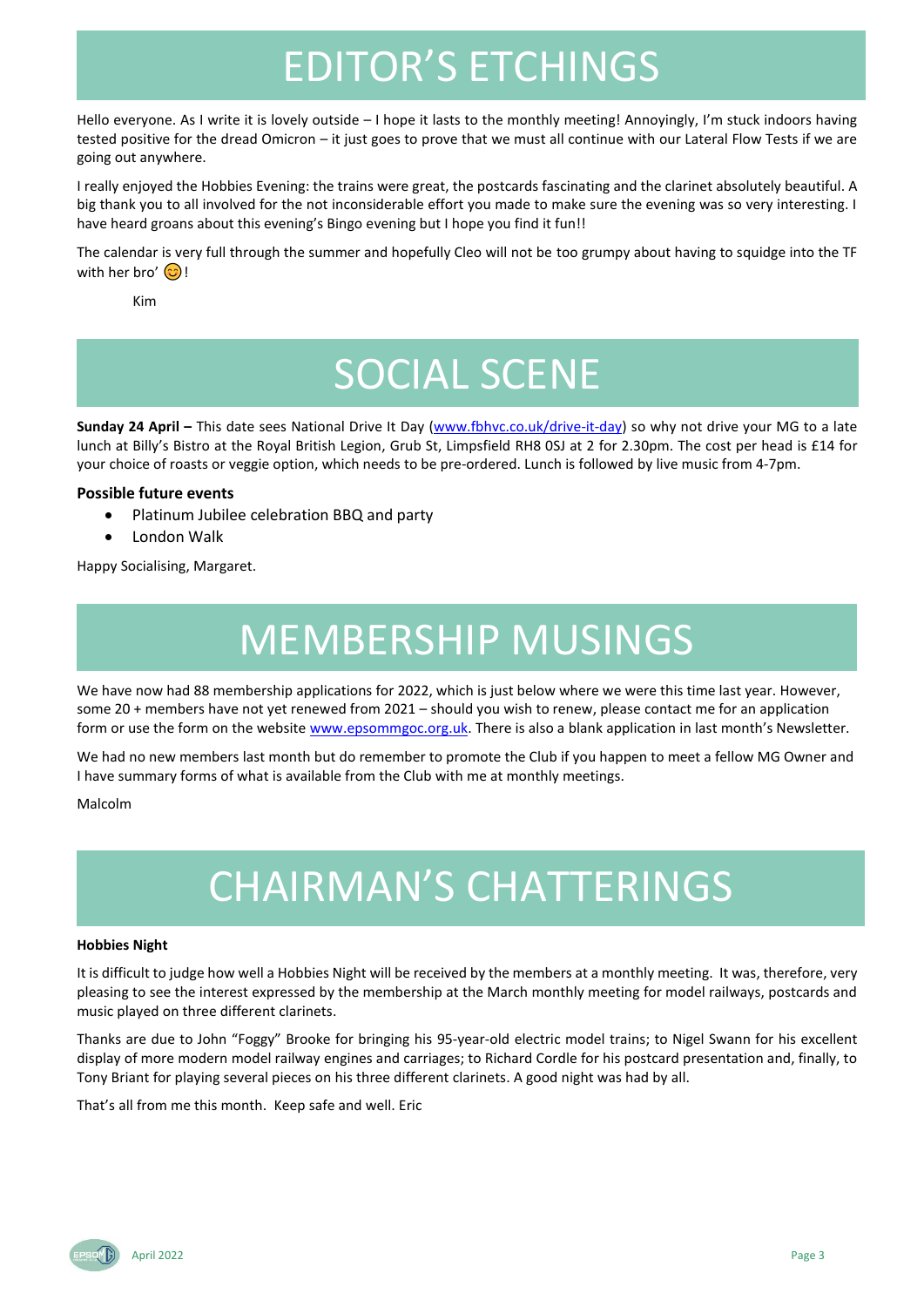# EDITOR'S ETCHINGS

Hello everyone. As I write it is lovely outside – I hope it lasts to the monthly meeting! Annoyingly, I'm stuck indoors having tested positive for the dread Omicron – it just goes to prove that we must all continue with our Lateral Flow Tests if we are going out anywhere.

I really enjoyed the Hobbies Evening: the trains were great, the postcards fascinating and the clarinet absolutely beautiful. A big thank you to all involved for the not inconsiderable effort you made to make sure the evening was so very interesting. I have heard groans about this evening's Bingo evening but I hope you find it fun!!

The calendar is very full through the summer and hopefully Cleo will not be too grumpy about having to squidge into the TF with her bro' 😊!

Kim

# SOCIAL SCENE

**Sunday 24 April –** This date sees National Drive It Day (www.fbhvc.co.uk/drive-it-day) so why not drive your MG to a late lunch at Billy's Bistro at the Royal British Legion, Grub St, Limpsfield RH8 0SJ at 2 for 2.30pm. The cost per head is £14 for your choice of roasts or veggie option, which needs to be pre-ordered. Lunch is followed by live music from 4-7pm.

**Possible future events**

- Platinum Jubilee celebration BBQ and party
- London Walk

Happy Socialising, Margaret.

# MEMBERSHIP MUSINGS

We have now had 88 membership applications for 2022, which is just below where we were this time last year. However, some 20 + members have not yet renewed from 2021 – should you wish to renew, please contact me for an application form or use the form on the website www.epsommgoc.org.uk. There is also a blank application in last month's Newsletter.

We had no new members last month but do remember to promote the Club if you happen to meet a fellow MG Owner and I have summary forms of what is available from the Club with me at monthly meetings.

Malcolm

# CHAIRMAN'S CHATTERINGS

**Hobbies Night**

It is difficult to judge how well a Hobbies Night will be received by the members at a monthly meeting. It was, therefore, very pleasing to see the interest expressed by the membership at the March monthly meeting for model railways, postcards and music played on three different clarinets.

Thanks are due to John "Foggy" Brooke for bringing his 95-year-old electric model trains; to Nigel Swann for his excellent display of more modern model railway engines and carriages; to Richard Cordle for his postcard presentation and, finally, to Tony Briant for playing several pieces on his three different clarinets. A good night was had by all.

That's all from me this month. Keep safe and well. Eric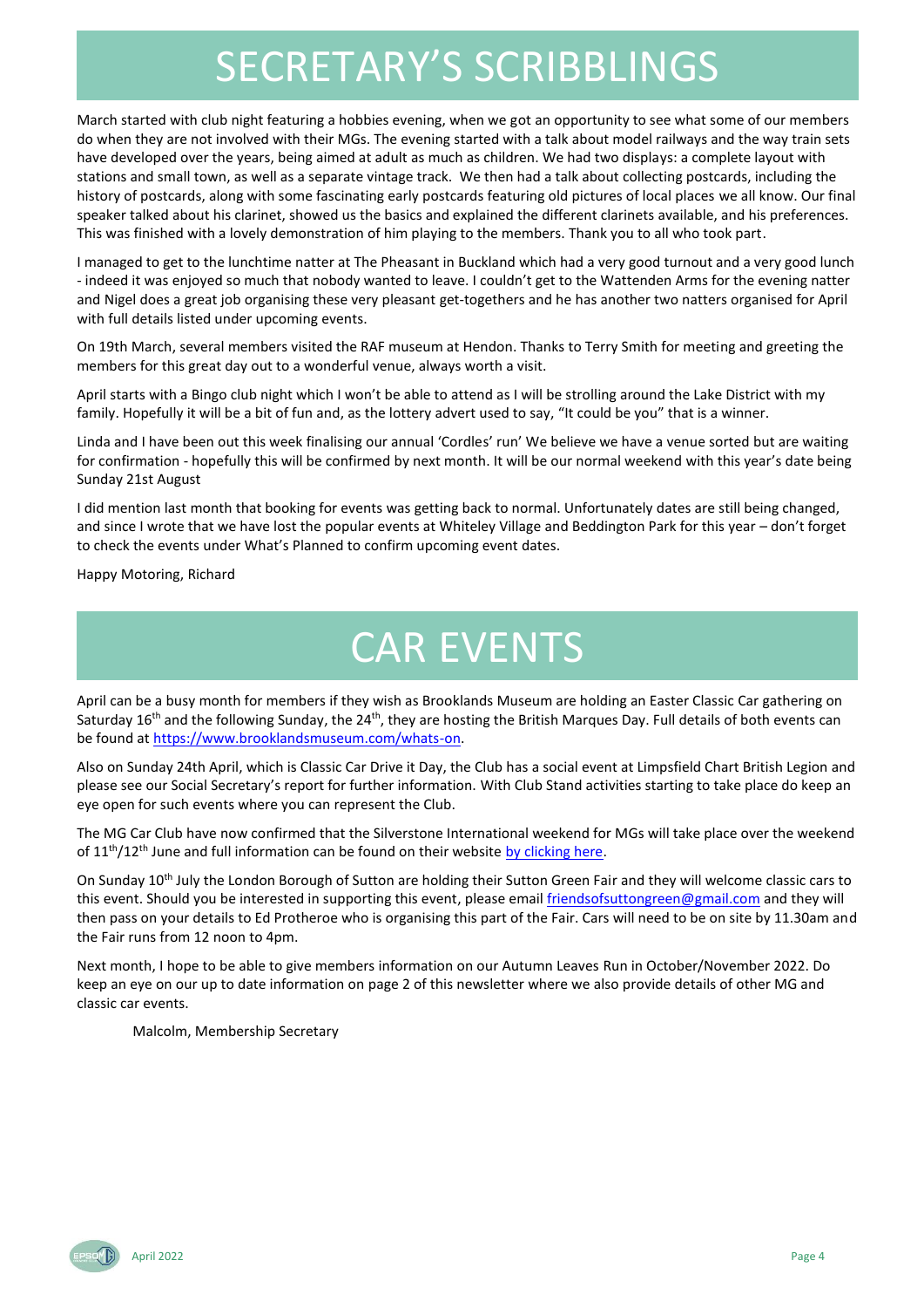# SECRETARY'S SCRIBBLINGS

March started with club night featuring a hobbies evening, when we got an opportunity to see what some of our members do when they are not involved with their MGs. The evening started with a talk about model railways and the way train sets have developed over the years, being aimed at adult as much as children. We had two displays: a complete layout with stations and small town, as well as a separate vintage track. We then had a talk about collecting postcards, including the history of postcards, along with some fascinating early postcards featuring old pictures of local places we all know. Our final speaker talked about his clarinet, showed us the basics and explained the different clarinets available, and his preferences. This was finished with a lovely demonstration of him playing to the members. Thank you to all who took part.

I managed to get to the lunchtime natter at The Pheasant in Buckland which had a very good turnout and a very good lunch - indeed it was enjoyed so much that nobody wanted to leave. I couldn't get to the Wattenden Arms for the evening natter and Nigel does a great job organising these very pleasant get-togethers and he has another two natters organised for April with full details listed under upcoming events.

On 19th March, several members visited the RAF museum at Hendon. Thanks to Terry Smith for meeting and greeting the members for this great day out to a wonderful venue, always worth a visit.

April starts with a Bingo club night which I won't be able to attend as I will be strolling around the Lake District with my family. Hopefully it will be a bit of fun and, as the lottery advert used to say, "It could be you" that is a winner.

Linda and I have been out this week finalising our annual 'Cordles' run' We believe we have a venue sorted but are waiting for confirmation - hopefully this will be confirmed by next month. It will be our normal weekend with this year's date being Sunday 21st August

I did mention last month that booking for events was getting back to normal. Unfortunately dates are still being changed, and since I wrote that we have lost the popular events at Whiteley Village and Beddington Park for this year – don't forget to check the events under What's Planned to confirm upcoming event dates.

Happy Motoring, Richard

# CAR EVENTS

April can be a busy month for members if they wish as Brooklands Museum are holding an Easter Classic Car gathering on Saturday 16th and the following Sunday, the 24th, they are hosting the British Marques Day. Full details of both events can be found at https://www.brooklandsmuseum.com/whats-on.

Also on Sunday 24th April, which is Classic Car Drive it Day, the Club has a social event at Limpsfield Chart British Legion and please see our Social Secretary's report for further information. With Club Stand activities starting to take place do keep an eye open for such events where you can represent the Club.

The MG Car Club have now confirmed that the Silverstone International weekend for MGs will take place over the weekend of 11th/12th June and full information can be found on their website by clicking here.

On Sunday 10th July the London Borough of Sutton are holding their Sutton Green Fair and they will welcome classic cars to this event. Should you be interested in supporting this event, please email friendsofsuttongreen@gmail.com and they will then pass on your details to Ed Protheroe who is organising this part of the Fair. Cars will need to be on site by 11.30am and the Fair runs from 12 noon to 4pm.

Next month, I hope to be able to give members information on our Autumn Leaves Run in October/November 2022. Do keep an eye on our up to date information on page 2 of this newsletter where we also provide details of other MG and classic car events.

Malcolm, Membership Secretary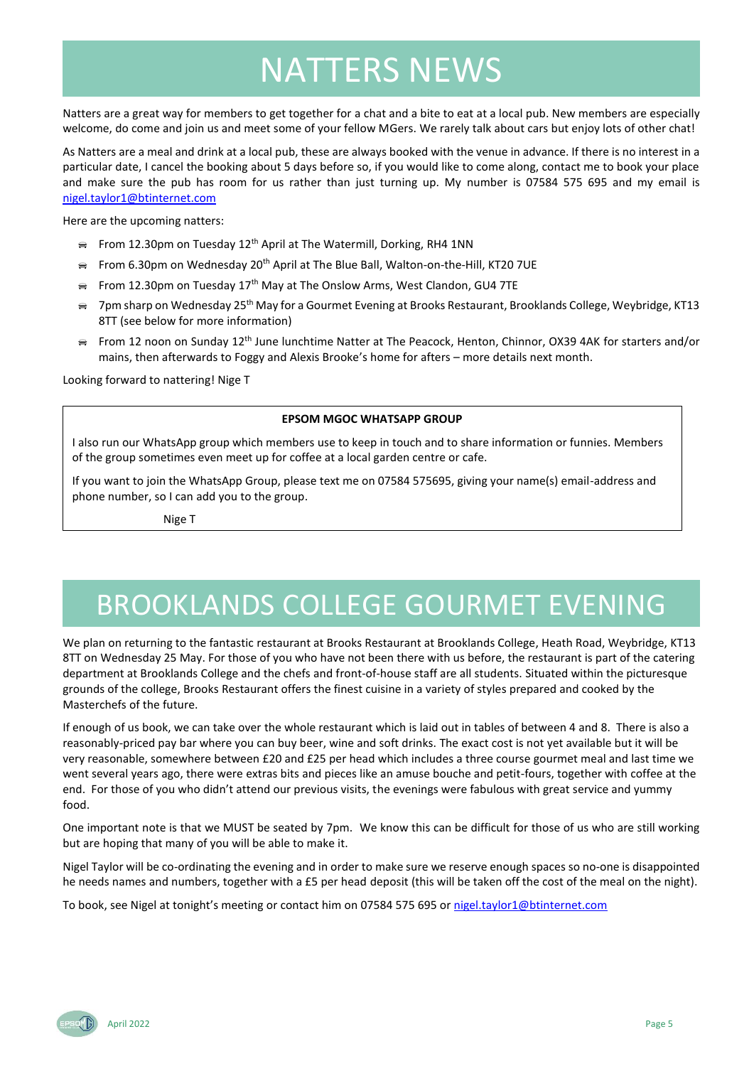# NATTERS NEWS

Natters are a great way for members to get together for a chat and a bite to eat at a local pub. New members are especially welcome, do come and join us and meet some of your fellow MGers. We rarely talk about cars but enjoy lots of other chat!

As Natters are a meal and drink at a local pub, these are always booked with the venue in advance. If there is no interest in a particular date, I cancel the booking about 5 days before so, if you would like to come along, contact me to book your place and make sure the pub has room for us rather than just turning up. My number is 07584 575 695 and my email is nigel.taylor1@btinternet.com

Here are the upcoming natters:

- From 12.30pm on Tuesday 12th April at The Watermill, Dorking, RH4 1NN
- From 6.30pm on Wednesday 20th April at The Blue Ball, Walton-on-the-Hill, KT20 7UE
- From 12.30pm on Tuesday 17th May at The Onslow Arms, West Clandon, GU4 7TE
- 7pm sharp on Wednesday 25th May for a Gourmet Evening at Brooks Restaurant, Brooklands College, Weybridge, KT13 8TT (see below for more information)
- From 12 noon on Sunday 12th June lunchtime Natter at The Peacock, Henton, Chinnor, OX39 4AK for starters and/or mains, then afterwards to Foggy and Alexis Brooke's home for afters – more details next month.

Looking forward to nattering! Nige T

**EPSOM MGOC WHATSAPP GROUP**

I also run our WhatsApp group which members use to keep in touch and to share information or funnies. Members of the group sometimes even meet up for coffee at a local garden centre or cafe.

If you want to join the WhatsApp Group, please text me on 07584 575695, giving your name(s) email-address and phone number, so I can add you to the group.

Nige T

# BROOKLANDS COLLEGE GOURMET EVENING

We plan on returning to the fantastic restaurant at Brooks Restaurant at Brooklands College, Heath Road, Weybridge, KT13 8TT on Wednesday 25 May. For those of you who have not been there with us before, the restaurant is part of the catering department at Brooklands College and the chefs and front-of-house staff are all students. Situated within the picturesque grounds of the college, Brooks Restaurant offers the finest cuisine in a variety of styles prepared and cooked by the Masterchefs of the future.

If enough of us book, we can take over the whole restaurant which is laid out in tables of between 4 and 8. There is also a reasonably-priced pay bar where you can buy beer, wine and soft drinks. The exact cost is not yet available but it will be very reasonable, somewhere between £20 and £25 per head which includes a three course gourmet meal and last time we went several years ago, there were extras bits and pieces like an amuse bouche and petit-fours, together with coffee at the end. For those of you who didn't attend our previous visits, the evenings were fabulous with great service and yummy food.

One important note is that we MUST be seated by 7pm. We know this can be difficult for those of us who are still working but are hoping that many of you will be able to make it.

Nigel Taylor will be co-ordinating the evening and in order to make sure we reserve enough spaces so no-one is disappointed he needs names and numbers, together with a £5 per head deposit (this will be taken off the cost of the meal on the night).

To book, see Nigel at tonight's meeting or contact him on 07584 575 695 or nigel.taylor1@btinternet.com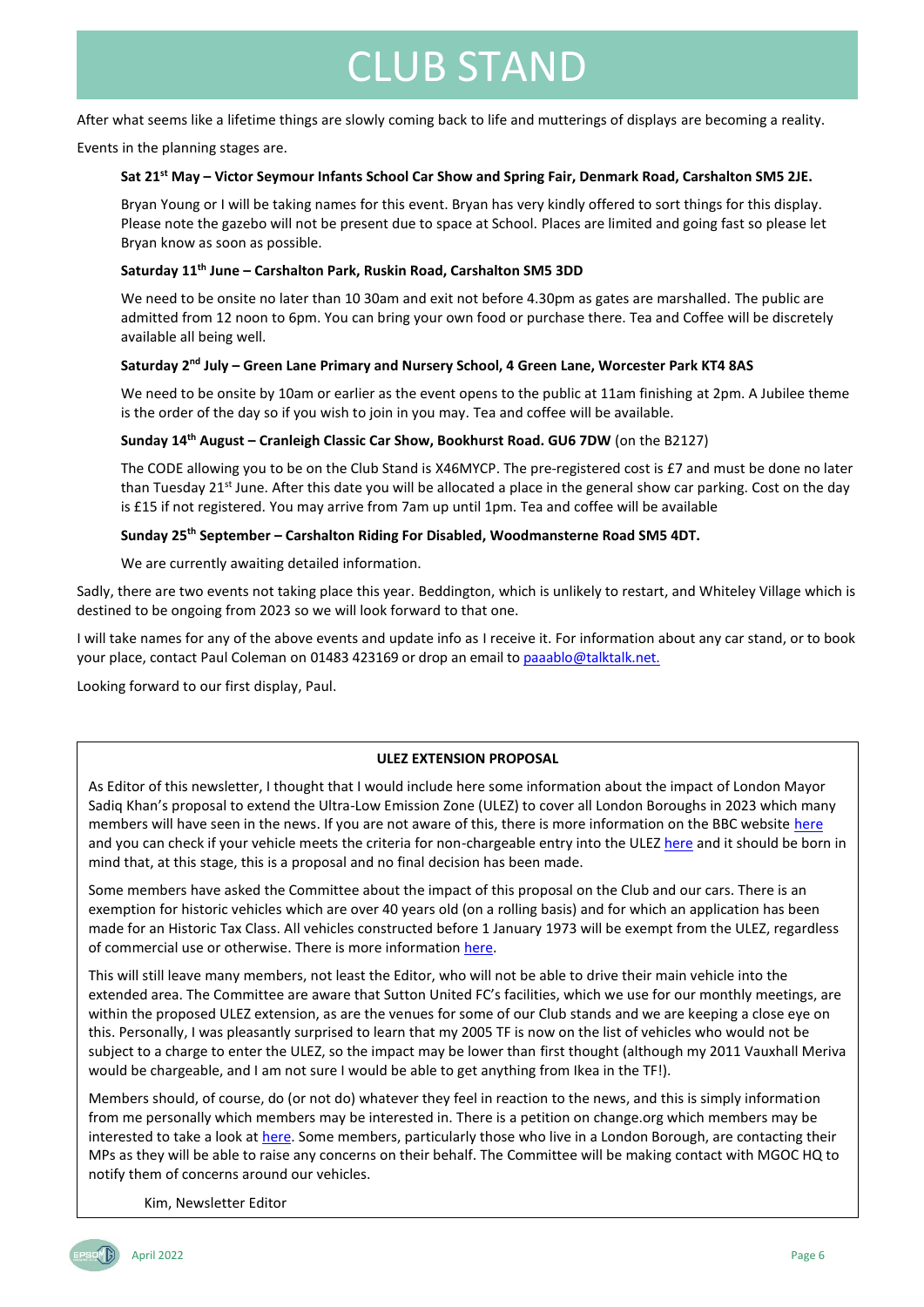# CLUB STAND

After what seems like a lifetime things are slowly coming back to life and mutterings of displays are becoming a reality.

Events in the planning stages are.

**Sat 21st May – Victor Seymour Infants School Car Show and Spring Fair, Denmark Road, Carshalton SM5 2JE.**

Bryan Young or I will be taking names for this event. Bryan has very kindly offered to sort things for this display. Please note the gazebo will not be present due to space at School. Places are limited and going fast so please let Bryan know as soon as possible.

**Saturday 11th June – Carshalton Park, Ruskin Road, Carshalton SM5 3DD**

We need to be onsite no later than 10 30am and exit not before 4.30pm as gates are marshalled. The public are admitted from 12 noon to 6pm. You can bring your own food or purchase there. Tea and Coffee will be discretely available all being well.

**Saturday 2nd July – Green Lane Primary and Nursery School, 4 Green Lane, Worcester Park KT4 8AS**

We need to be onsite by 10am or earlier as the event opens to the public at 11am finishing at 2pm. A Jubilee theme is the order of the day so if you wish to join in you may. Tea and coffee will be available.

**Sunday 14th August – Cranleigh Classic Car Show, Bookhurst Road. GU6 7DW** (on the B2127)

The CODE allowing you to be on the Club Stand is X46MYCP. The pre-registered cost is £7 and must be done no later than Tuesday 21st June. After this date you will be allocated a place in the general show car parking. Cost on the day is £15 if not registered. You may arrive from 7am up until 1pm. Tea and coffee will be available

**Sunday 25th September – Carshalton Riding For Disabled, Woodmansterne Road SM5 4DT.**

We are currently awaiting detailed information.

Sadly, there are two events not taking place this year. Beddington, which is unlikely to restart, and Whiteley Village which is destined to be ongoing from 2023 so we will look forward to that one.

I will take names for any of the above events and update info as I receive it. For information about any car stand, or to book your place, contact Paul Coleman on 01483 423169 or drop an email to paaablo@talktalk.net.

Looking forward to our first display, Paul.

**ULEZ EXTENSION PROPOSAL**

As Editor of this newsletter, I thought that I would include here some information about the impact of London Mayor Sadiq Khan's proposal to extend the Ultra-Low Emission Zone (ULEZ) to cover all London Boroughs in 2023 which many members will have seen in the news. If you are not aware of this, there is more information on the BBC website here and you can check if your vehicle meets the criteria for non-chargeable entry into the ULEZ here and it should be born in mind that, at this stage, this is a proposal and no final decision has been made.

Some members have asked the Committee about the impact of this proposal on the Club and our cars. There is an exemption for historic vehicles which are over 40 years old (on a rolling basis) and for which an application has been made for an Historic Tax Class. All vehicles constructed before 1 January 1973 will be exempt from the ULEZ, regardless of commercial use or otherwise. There is more information here.

This will still leave many members, not least the Editor, who will not be able to drive their main vehicle into the extended area. The Committee are aware that Sutton United FC's facilities, which we use for our monthly meetings, are within the proposed ULEZ extension, as are the venues for some of our Club stands and we are keeping a close eye on this. Personally, I was pleasantly surprised to learn that my 2005 TF is now on the list of vehicles who would not be subject to a charge to enter the ULEZ, so the impact may be lower than first thought (although my 2011 Vauxhall Meriva would be chargeable, and I am not sure I would be able to get anything from Ikea in the TF!).

Members should, of course, do (or not do) whatever they feel in reaction to the news, and this is simply information from me personally which members may be interested in. There is a petition on change.org which members may be interested to take a look at here. Some members, particularly those who live in a London Borough, are contacting their MPs as they will be able to raise any concerns on their behalf. The Committee will be making contact with MGOC HQ to notify them of concerns around our vehicles.

Kim, Newsletter Editor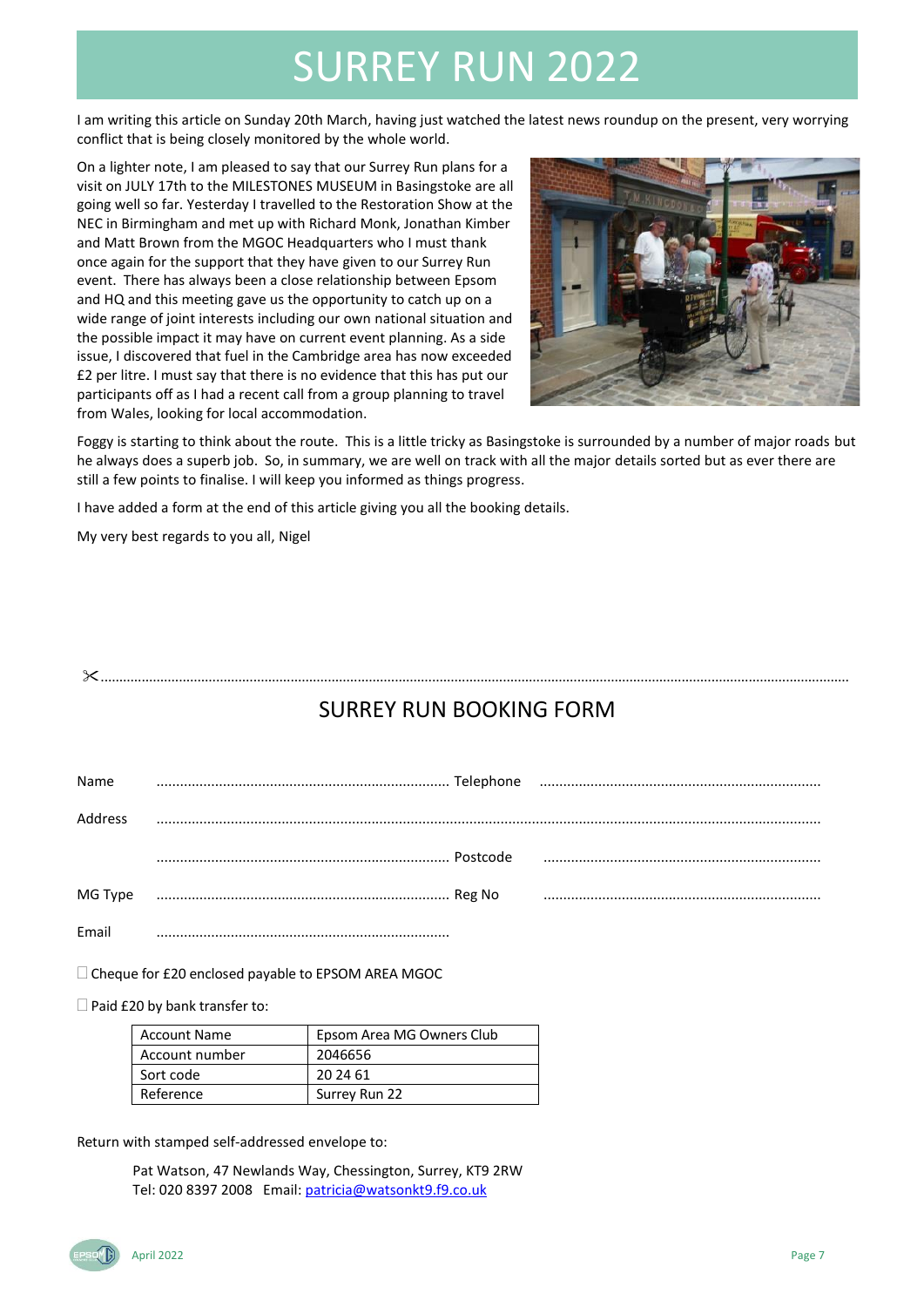# SURREY RUN 2022

I am writing this article on Sunday 20th March, having just watched the latest news roundup on the present, very worrying conflict that is being closely monitored by the whole world.

On a lighter note, I am pleased to say that our Surrey Run plans for a visit on JULY 17th to the MILESTONES MUSEUM in Basingstoke are all going well so far. Yesterday I travelled to the Restoration Show at the NEC in Birmingham and met up with Richard Monk, Jonathan Kimber and Matt Brown from the MGOC Headquarters who I must thank once again for the support that they have given to our Surrey Run event. There has always been a close relationship between Epsom and HQ and this meeting gave us the opportunity to catch up on a wide range of joint interests including our own national situation and the possible impact it may have on current event planning. As a side issue, I discovered that fuel in the Cambridge area has now exceeded £2 per litre. I must say that there is no evidence that this has put our participants off as I had a recent call from a group planning to travel from Wales, looking for local accommodation.

Foggy is starting to think about the route. This is a little tricky as Basingstoke is surrounded by a number of major roads but he always does a superb job. So, in summary, we are well on track with all the major details sorted but as ever there are still a few points to finalise. I will keep you informed as things progress.

I have added a form at the end of this article giving you all the booking details.

My very best regards to you all, Nigel

✂..........................................................................................................................................

## SURREY RUN BOOKING FORM

Name .......................................................................... Telephone ......................................................................

Address ..........................................................................................................................................................

.......................................................................... Postcode ......................................................................

MG Type .......................................................................... Reg No ......................................................................

Email ..........................................................................

☐ Cheque for £20 enclosed payable to EPSOM AREA MGOC

☐ Paid £20 by bank transfer to:

| | |
|---|---|
| Account Name | Epsom Area MG Owners Club |
| Account number | 2046656 |
| Sort code | 20 24 61 |
| Reference | Surrey Run 22 |

Return with stamped self-addressed envelope to:

Pat Watson, 47 Newlands Way, Chessington, Surrey, KT9 2RW
Tel: 020 8397 2008 Email: patricia@watsonkt9.f9.co.uk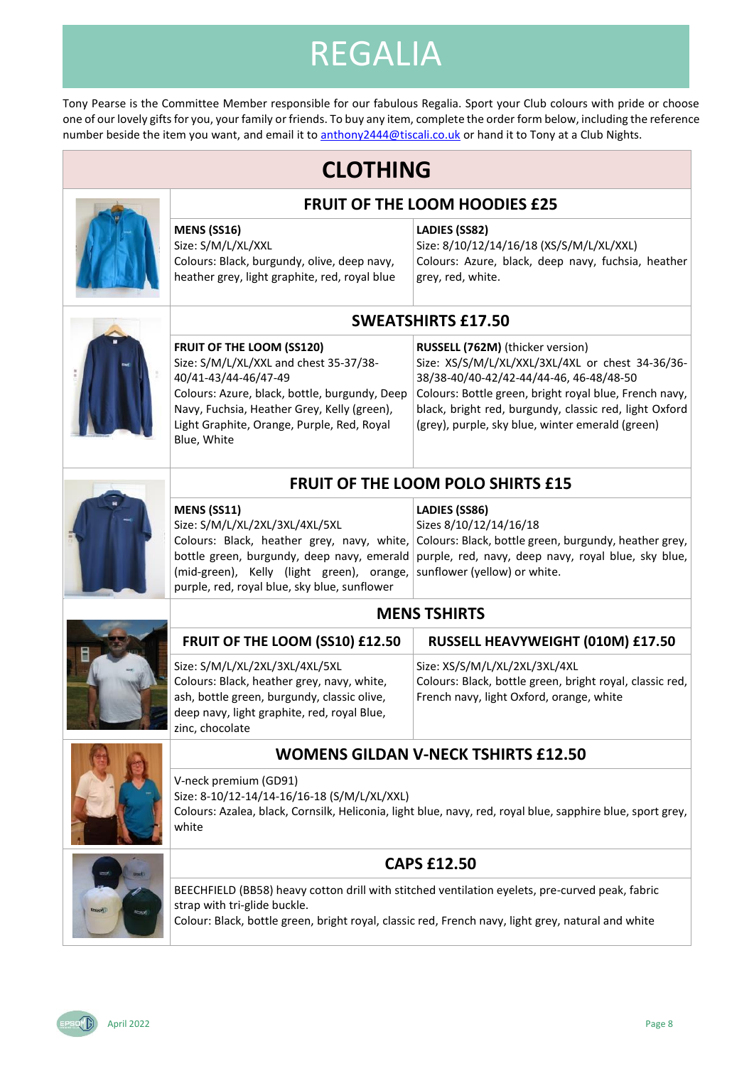# REGALIA

Tony Pearse is the Committee Member responsible for our fabulous Regalia. Sport your Club colours with pride or choose one of our lovely gifts for you, your family or friends. To buy any item, complete the order form below, including the reference number beside the item you want, and email it to anthony2444@tiscali.co.uk or hand it to Tony at a Club Nights.

## CLOTHING

### FRUIT OF THE LOOM HOODIES £25

**MENS (SS16)**
Size: S/M/L/XL/XXL
Colours: Black, burgundy, olive, deep navy, heather grey, light graphite, red, royal blue

**LADIES (SS82)**
Size: 8/10/12/14/16/18 (XS/S/M/L/XL/XXL)
Colours: Azure, black, deep navy, fuchsia, heather grey, red, white.

### SWEATSHIRTS £17.50

**FRUIT OF THE LOOM (SS120)**
Size: S/M/L/XL/XXL and chest 35-37/38-40/41-43/44-46/47-49
Colours: Azure, black, bottle, burgundy, Deep Navy, Fuchsia, Heather Grey, Kelly (green), Light Graphite, Orange, Purple, Red, Royal Blue, White

**RUSSELL (762M)** (thicker version)
Size: XS/S/M/L/XL/XXL/3XL/4XL or chest 34-36/36-38/38-40/40-42/42-44/44-46, 46-48/48-50
Colours: Bottle green, bright royal blue, French navy, black, bright red, burgundy, classic red, light Oxford (grey), purple, sky blue, winter emerald (green)

### FRUIT OF THE LOOM POLO SHIRTS £15

**MENS (SS11)**
Size: S/M/L/XL/2XL/3XL/4XL/5XL
Colours: Black, heather grey, navy, white, bottle green, burgundy, deep navy, emerald (mid-green), Kelly (light green), orange, purple, red, royal blue, sky blue, sunflower

**LADIES (SS86)**
Sizes 8/10/12/14/16/18
Colours: Black, bottle green, burgundy, heather grey, purple, red, navy, deep navy, royal blue, sky blue, sunflower (yellow) or white.

### MENS TSHIRTS

**FRUIT OF THE LOOM (SS10) £12.50**
Size: S/M/L/XL/2XL/3XL/4XL/5XL
Colours: Black, heather grey, navy, white, ash, bottle green, burgundy, classic olive, deep navy, light graphite, red, royal Blue, zinc, chocolate

**RUSSELL HEAVYWEIGHT (010M) £17.50**
Size: XS/S/M/L/XL/2XL/3XL/4XL
Colours: Black, bottle green, bright royal, classic red, French navy, light Oxford, orange, white

### WOMENS GILDAN V-NECK TSHIRTS £12.50

V-neck premium (GD91)
Size: 8-10/12-14/14-16/16-18 (S/M/L/XL/XXL)
Colours: Azalea, black, Cornsilk, Heliconia, light blue, navy, red, royal blue, sapphire blue, sport grey, white

### CAPS £12.50

BEECHFIELD (BB58) heavy cotton drill with stitched ventilation eyelets, pre-curved peak, fabric strap with tri-glide buckle.
Colour: Black, bottle green, bright royal, classic red, French navy, light grey, natural and white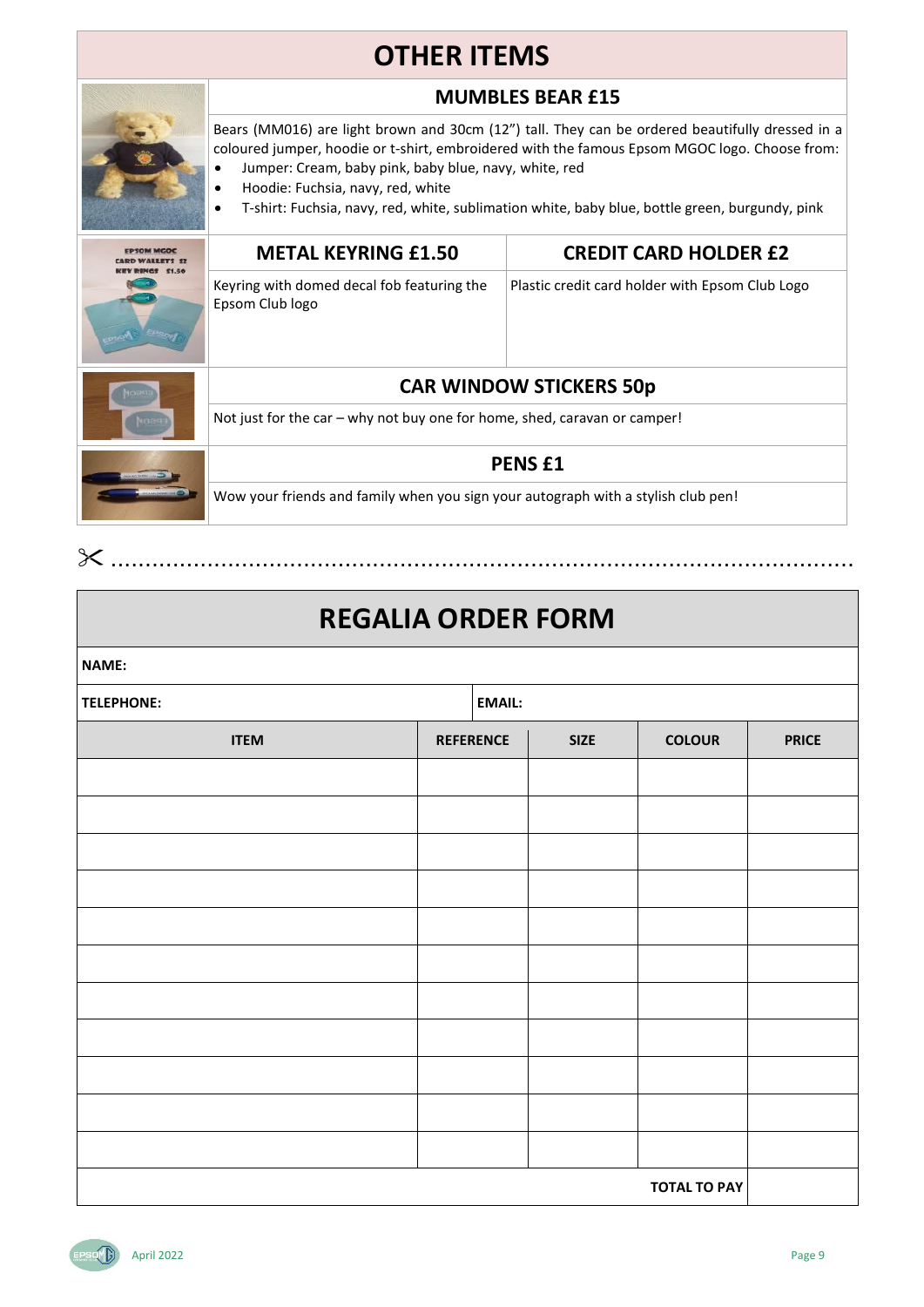# OTHER ITEMS

## MUMBLES BEAR £15

Bears (MM016) are light brown and 30cm (12") tall. They can be ordered beautifully dressed in a coloured jumper, hoodie or t-shirt, embroidered with the famous Epsom MGOC logo. Choose from:

- Jumper: Cream, baby pink, baby blue, navy, white, red
- Hoodie: Fuchsia, navy, red, white
- T-shirt: Fuchsia, navy, red, white, sublimation white, baby blue, bottle green, burgundy, pink

## METAL KEYRING £1.50

Keyring with domed decal fob featuring the Epsom Club logo

## CREDIT CARD HOLDER £2

Plastic credit card holder with Epsom Club Logo

## CAR WINDOW STICKERS 50p

Not just for the car – why not buy one for home, shed, caravan or camper!

## PENS £1

Wow your friends and family when you sign your autograph with a stylish club pen!

✂ ............................................................................................................

# REGALIA ORDER FORM

**NAME:**

**TELEPHONE:** **EMAIL:**

| ITEM | REFERENCE | SIZE | COLOUR | PRICE |
|---|---|---|---|---|
| | | | | |
| | | | | |
| | | | | |
| | | | | |
| | | | | |
| | | | | |
| | | | | |
| | | | | |
| | | | | |
| | | | | |
| | | | | |
| | | | **TOTAL TO PAY** | |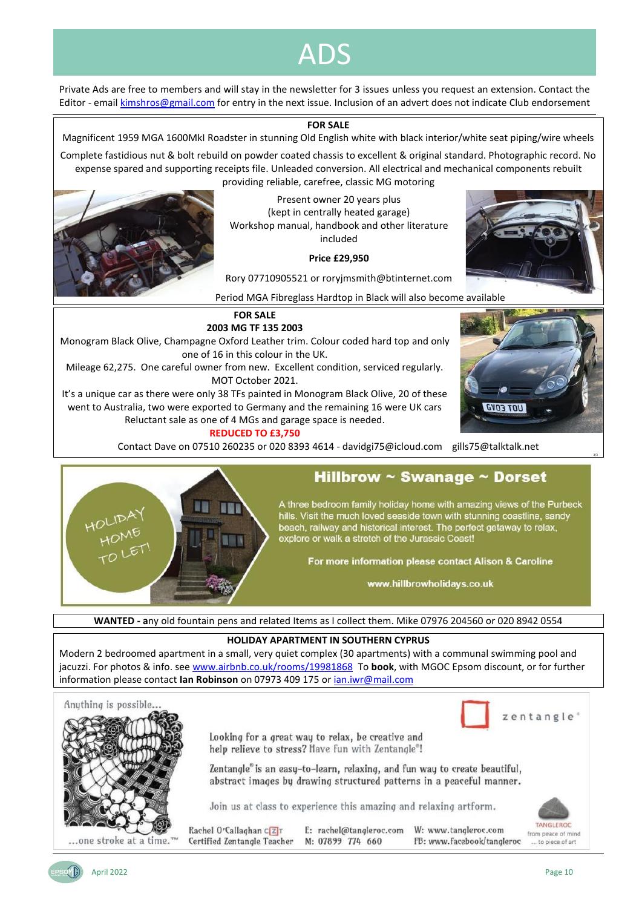# ADS

Private Ads are free to members and will stay in the newsletter for 3 issues unless you request an extension. Contact the Editor - email kimshros@gmail.com for entry in the next issue. Inclusion of an advert does not indicate Club endorsement

**FOR SALE**

Magnificent 1959 MGA 1600MkI Roadster in stunning Old English white with black interior/white seat piping/wire wheels

Complete fastidious nut & bolt rebuild on powder coated chassis to excellent & original standard. Photographic record. No expense spared and supporting receipts file. Unleaded conversion. All electrical and mechanical components rebuilt providing reliable, carefree, classic MG motoring

Present owner 20 years plus
(kept in centrally heated garage)
Workshop manual, handbook and other literature included

**Price £29,950**

Rory 07710905521 or roryjmsmith@btinternet.com

Period MGA Fibreglass Hardtop in Black will also become available

**FOR SALE**
**2003 MG TF 135 2003**

Monogram Black Olive, Champagne Oxford Leather trim. Colour coded hard top and only one of 16 in this colour in the UK.

Mileage 62,275. One careful owner from new. Excellent condition, serviced regularly. MOT October 2021.

It's a unique car as there were only 38 TFs painted in Monogram Black Olive, 20 of these went to Australia, two were exported to Germany and the remaining 16 were UK cars

Reluctant sale as one of 4 MGs and garage space is needed.

**REDUCED TO £3,750**

Contact Dave on 07510 260235 or 020 8393 4614 - davidgi75@icloud.com gills75@talktalk.net

HOLIDAY HOME TO LET!

## Hillbrow ~ Swanage ~ Dorset

A three bedroom family holiday home with amazing views of the Purbeck hills. Visit the much loved seaside town with stunning coastline, sandy beach, railway and historical interest. The perfect getaway to relax, explore or walk a stretch of the Jurassic Coast!

**For more information please contact Alison & Caroline**

**www.hillbrowholidays.co.uk**

**WANTED - a**ny old fountain pens and related Items as I collect them. Mike 07976 204560 or 020 8942 0554

**HOLIDAY APARTMENT IN SOUTHERN CYPRUS**

Modern 2 bedroomed apartment in a small, very quiet complex (30 apartments) with a communal swimming pool and jacuzzi. For photos & info. see www.airbnb.co.uk/rooms/19981868 To **book**, with MGOC Epsom discount, or for further information please contact **Ian Robinson** on 07973 409 175 or ian.iwr@mail.com

Anything is possible...

...one stroke at a time.™

zentangle®

Looking for a great way to relax, be creative and help relieve to stress? Have fun with Zentangle®!

Zentangle® is an easy-to-learn, relaxing, and fun way to create beautiful, abstract images by drawing structured patterns in a peaceful manner.

Join us at class to experience this amazing and relaxing artform.

Rachel O'Callaghan CZT
Certified Zentangle Teacher

E: rachel@tangleroc.com
M: 07899 774 660

W: www.tangleroc.com
FB: www.facebook/tangleroc

TANGLEROC
from peace of mind ... to piece of art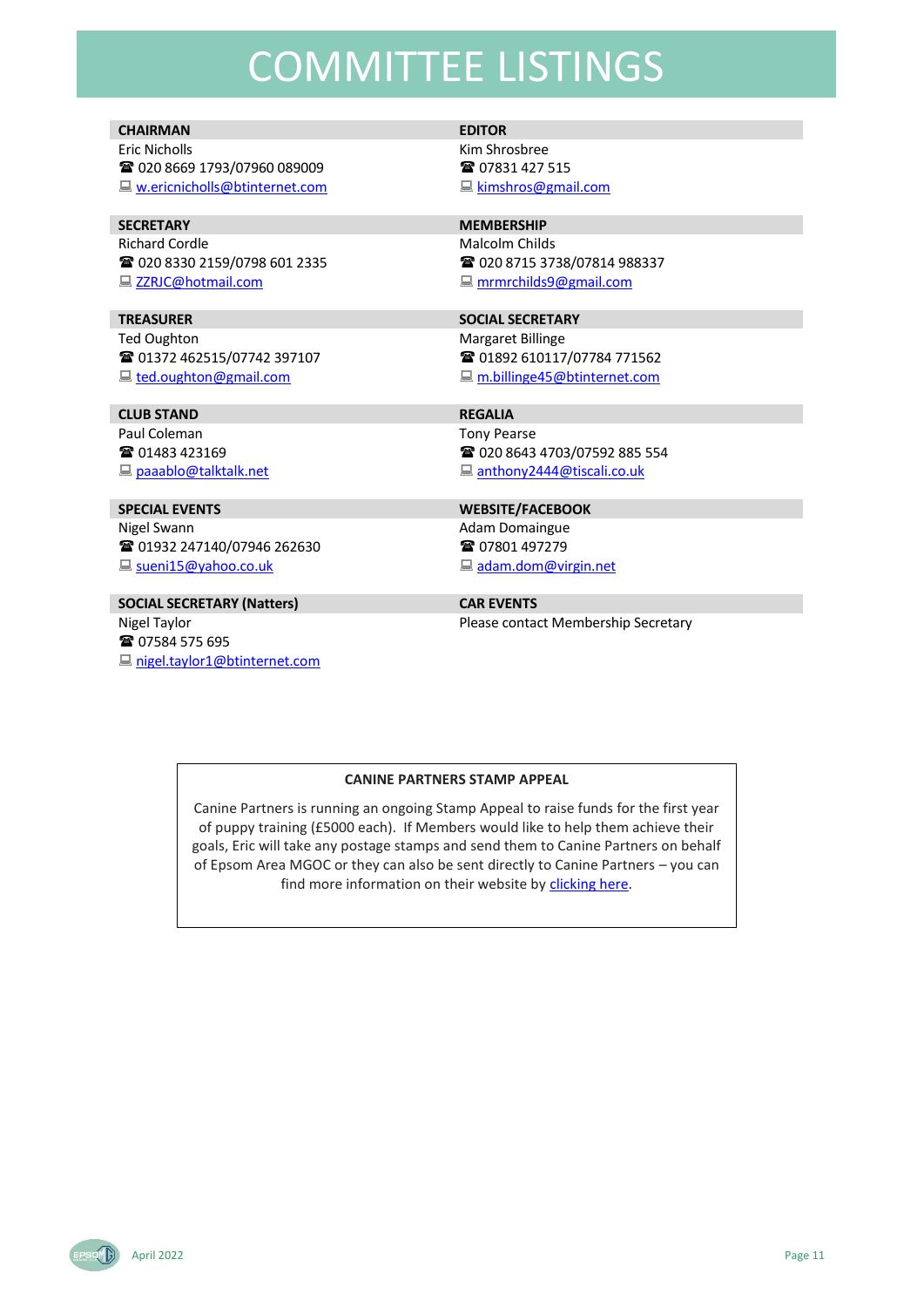# COMMITTEE LISTINGS

**CHAIRMAN**
Eric Nicholls
☎ 020 8669 1793/07960 089009
💻 w.ericnicholls@btinternet.com

**EDITOR**
Kim Shrosbree
☎ 07831 427 515
💻 kimshros@gmail.com

**SECRETARY**
Richard Cordle
☎ 020 8330 2159/0798 601 2335
💻 ZZRJC@hotmail.com

**MEMBERSHIP**
Malcolm Childs
☎ 020 8715 3738/07814 988337
💻 mrmrchilds9@gmail.com

**TREASURER**
Ted Oughton
☎ 01372 462515/07742 397107
💻 ted.oughton@gmail.com

**SOCIAL SECRETARY**
Margaret Billinge
☎ 01892 610117/07784 771562
💻 m.billinge45@btinternet.com

**CLUB STAND**
Paul Coleman
☎ 01483 423169
💻 paaablo@talktalk.net

**REGALIA**
Tony Pearse
☎ 020 8643 4703/07592 885 554
💻 anthony2444@tiscali.co.uk

**SPECIAL EVENTS**
Nigel Swann
☎ 01932 247140/07946 262630
💻 sueni15@yahoo.co.uk

**WEBSITE/FACEBOOK**
Adam Domaingue
☎ 07801 497279
💻 adam.dom@virgin.net

**SOCIAL SECRETARY (Natters)**
Nigel Taylor
☎ 07584 575 695
💻 nigel.taylor1@btinternet.com

**CAR EVENTS**
Please contact Membership Secretary

**CANINE PARTNERS STAMP APPEAL**

Canine Partners is running an ongoing Stamp Appeal to raise funds for the first year of puppy training (£5000 each). If Members would like to help them achieve their goals, Eric will take any postage stamps and send them to Canine Partners on behalf of Epsom Area MGOC or they can also be sent directly to Canine Partners – you can find more information on their website by clicking here.